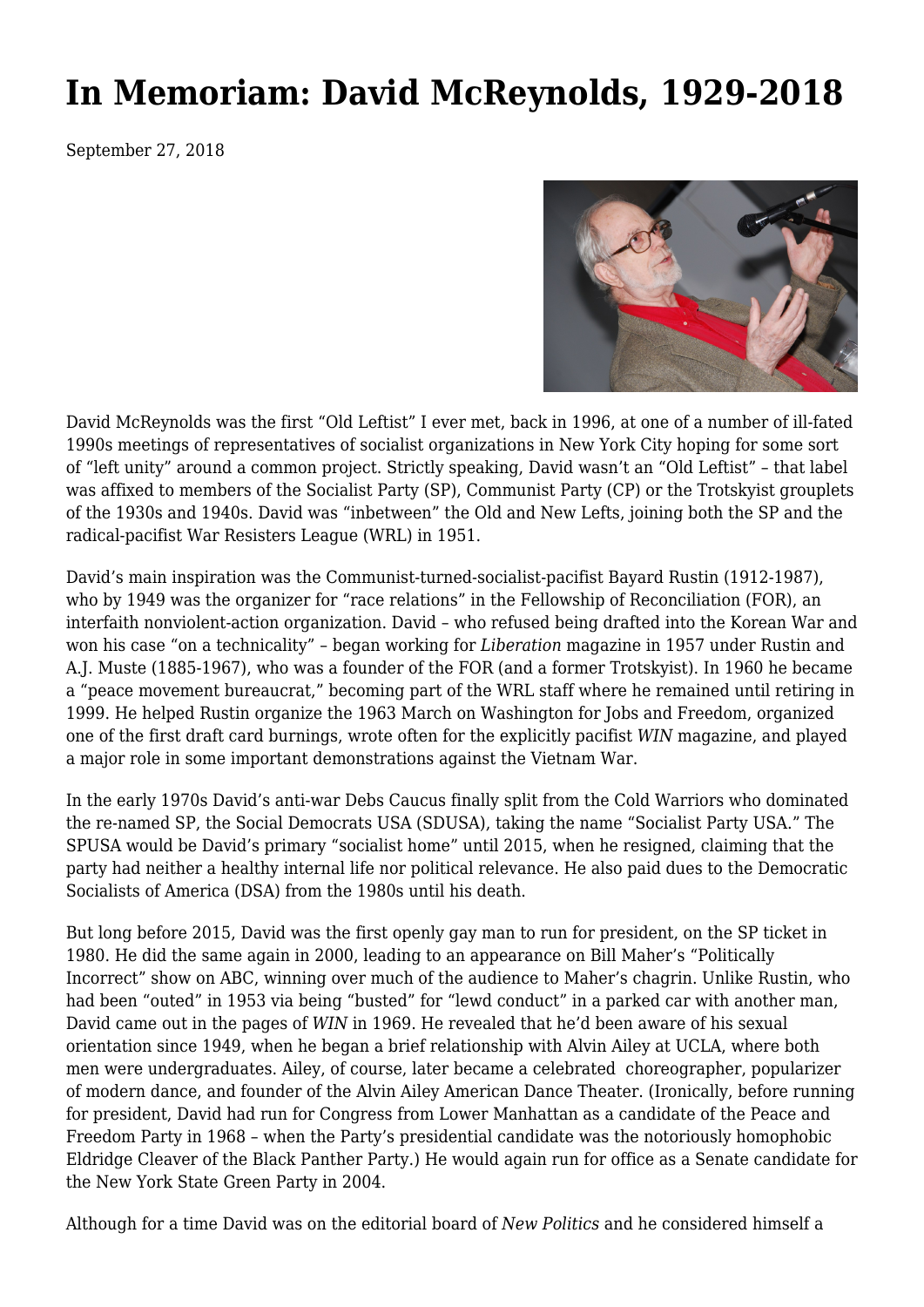# In Memoriam: David McReynolds, 1929-2018

September 27, 2018

David McReynolds was the first "Old Leftist" I ever met, back in 1996, at one of a number of ill-fated 1990s meetings of representatives of socialist organizations in New York City hoping for some sort of "left unity" around a common project. Strictly speaking, David wasn't an "Old Leftist" – that label was affixed to members of the Socialist Party (SP), Communist Party (CP) or the Trotskyist grouplets of the 1930s and 1940s. David was "inbetween" the Old and New Lefts, joining both the SP and the radical-pacifist War Resisters League (WRL) in 1951.

David's main inspiration was the Communist-turned-socialist-pacifist Bayard Rustin (1912-1987), who by 1949 was the organizer for "race relations" in the Fellowship of Reconciliation (FOR), an interfaith nonviolent-action organization. David – who refused being drafted into the Korean War and won his case "on a technicality" – began working for *Liberation* magazine in 1957 under Rustin and A.J. Muste (1885-1967), who was a founder of the FOR (and a former Trotskyist). In 1960 he became a "peace movement bureaucrat," becoming part of the WRL staff where he remained until retiring in 1999. He helped Rustin organize the 1963 March on Washington for Jobs and Freedom, organized one of the first draft card burnings, wrote often for the explicitly pacifist *WIN* magazine, and played a major role in some important demonstrations against the Vietnam War.

In the early 1970s David's anti-war Debs Caucus finally split from the Cold Warriors who dominated the re-named SP, the Social Democrats USA (SDUSA), taking the name "Socialist Party USA." The SPUSA would be David's primary "socialist home" until 2015, when he resigned, claiming that the party had neither a healthy internal life nor political relevance. He also paid dues to the Democratic Socialists of America (DSA) from the 1980s until his death.

But long before 2015, David was the first openly gay man to run for president, on the SP ticket in 1980. He did the same again in 2000, leading to an appearance on Bill Maher's "Politically Incorrect" show on ABC, winning over much of the audience to Maher's chagrin. Unlike Rustin, who had been "outed" in 1953 via being "busted" for "lewd conduct" in a parked car with another man, David came out in the pages of *WIN* in 1969. He revealed that he'd been aware of his sexual orientation since 1949, when he began a brief relationship with Alvin Ailey at UCLA, where both men were undergraduates. Ailey, of course, later became a celebrated choreographer, popularizer of modern dance, and founder of the Alvin Ailey American Dance Theater. (Ironically, before running for president, David had run for Congress from Lower Manhattan as a candidate of the Peace and Freedom Party in 1968 – when the Party's presidential candidate was the notoriously homophobic Eldridge Cleaver of the Black Panther Party.) He would again run for office as a Senate candidate for the New York State Green Party in 2004.

Although for a time David was on the editorial board of *New Politics* and he considered himself a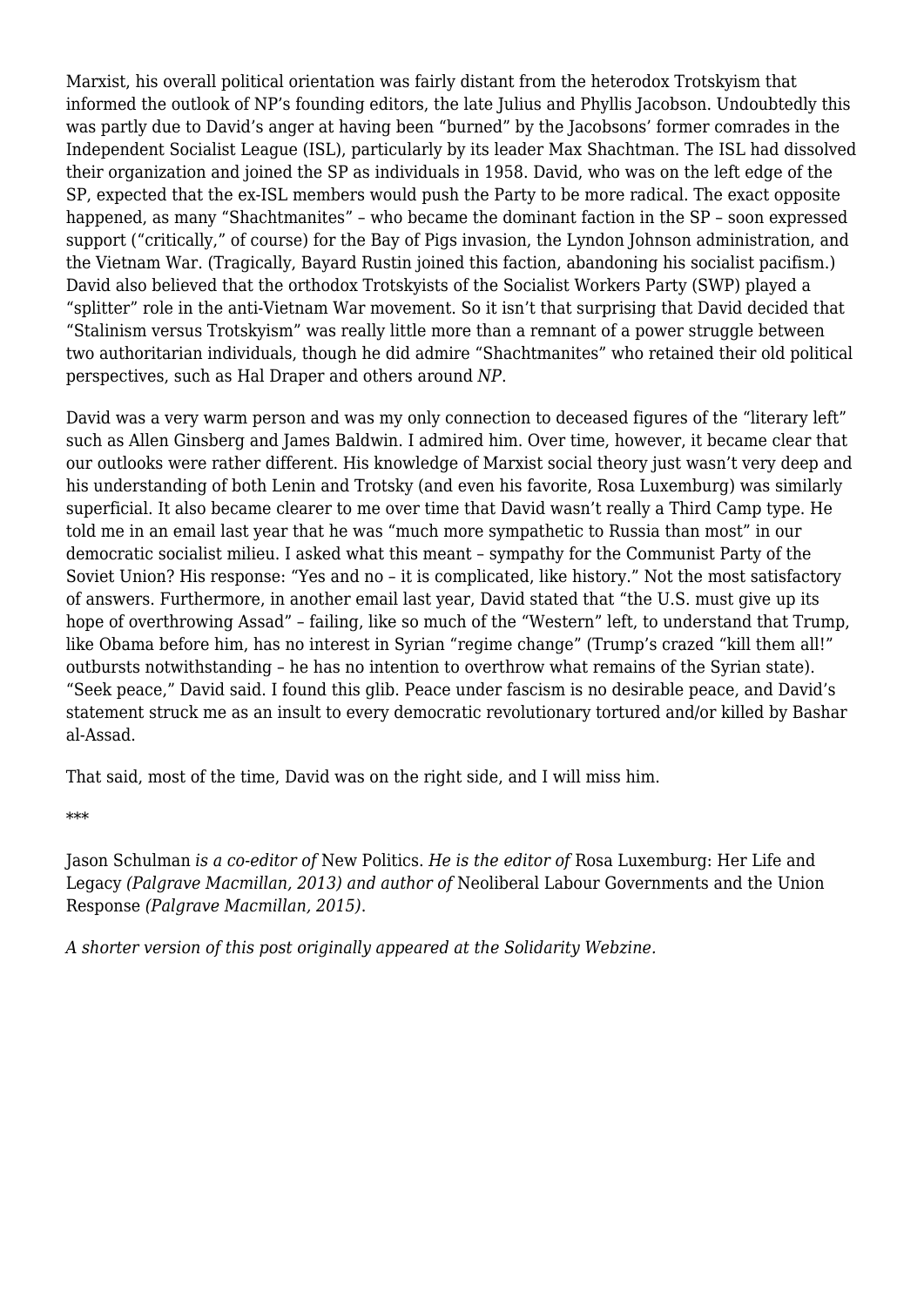Marxist, his overall political orientation was fairly distant from the heterodox Trotskyism that informed the outlook of NP's founding editors, the late Julius and Phyllis Jacobson. Undoubtedly this was partly due to David's anger at having been "burned" by the Jacobsons' former comrades in the Independent Socialist League (ISL), particularly by its leader Max Shachtman. The ISL had dissolved their organization and joined the SP as individuals in 1958. David, who was on the left edge of the SP, expected that the ex-ISL members would push the Party to be more radical. The exact opposite happened, as many "Shachtmanites" – who became the dominant faction in the SP – soon expressed support ("critically," of course) for the Bay of Pigs invasion, the Lyndon Johnson administration, and the Vietnam War. (Tragically, Bayard Rustin joined this faction, abandoning his socialist pacifism.) David also believed that the orthodox Trotskyists of the Socialist Workers Party (SWP) played a "splitter" role in the anti-Vietnam War movement. So it isn't that surprising that David decided that "Stalinism versus Trotskyism" was really little more than a remnant of a power struggle between two authoritarian individuals, though he did admire "Shachtmanites" who retained their old political perspectives, such as Hal Draper and others around *NP*.

David was a very warm person and was my only connection to deceased figures of the "literary left" such as Allen Ginsberg and James Baldwin. I admired him. Over time, however, it became clear that our outlooks were rather different. His knowledge of Marxist social theory just wasn't very deep and his understanding of both Lenin and Trotsky (and even his favorite, Rosa Luxemburg) was similarly superficial. It also became clearer to me over time that David wasn't really a Third Camp type. He told me in an email last year that he was "much more sympathetic to Russia than most" in our democratic socialist milieu. I asked what this meant – sympathy for the Communist Party of the Soviet Union? His response: "Yes and no – it is complicated, like history." Not the most satisfactory of answers. Furthermore, in another email last year, David stated that "the U.S. must give up its hope of overthrowing Assad" – failing, like so much of the "Western" left, to understand that Trump, like Obama before him, has no interest in Syrian "regime change" (Trump's crazed "kill them all!" outbursts notwithstanding – he has no intention to overthrow what remains of the Syrian state). "Seek peace," David said. I found this glib. Peace under fascism is no desirable peace, and David's statement struck me as an insult to every democratic revolutionary tortured and/or killed by Bashar al-Assad.

That said, most of the time, David was on the right side, and I will miss him.

***

Jason Schulman *is a co-editor of* New Politics. *He is the editor of* Rosa Luxemburg: Her Life and Legacy *(Palgrave Macmillan, 2013) and author of* Neoliberal Labour Governments and the Union Response *(Palgrave Macmillan, 2015).*

*A shorter version of this post originally appeared at the Solidarity Webzine.*